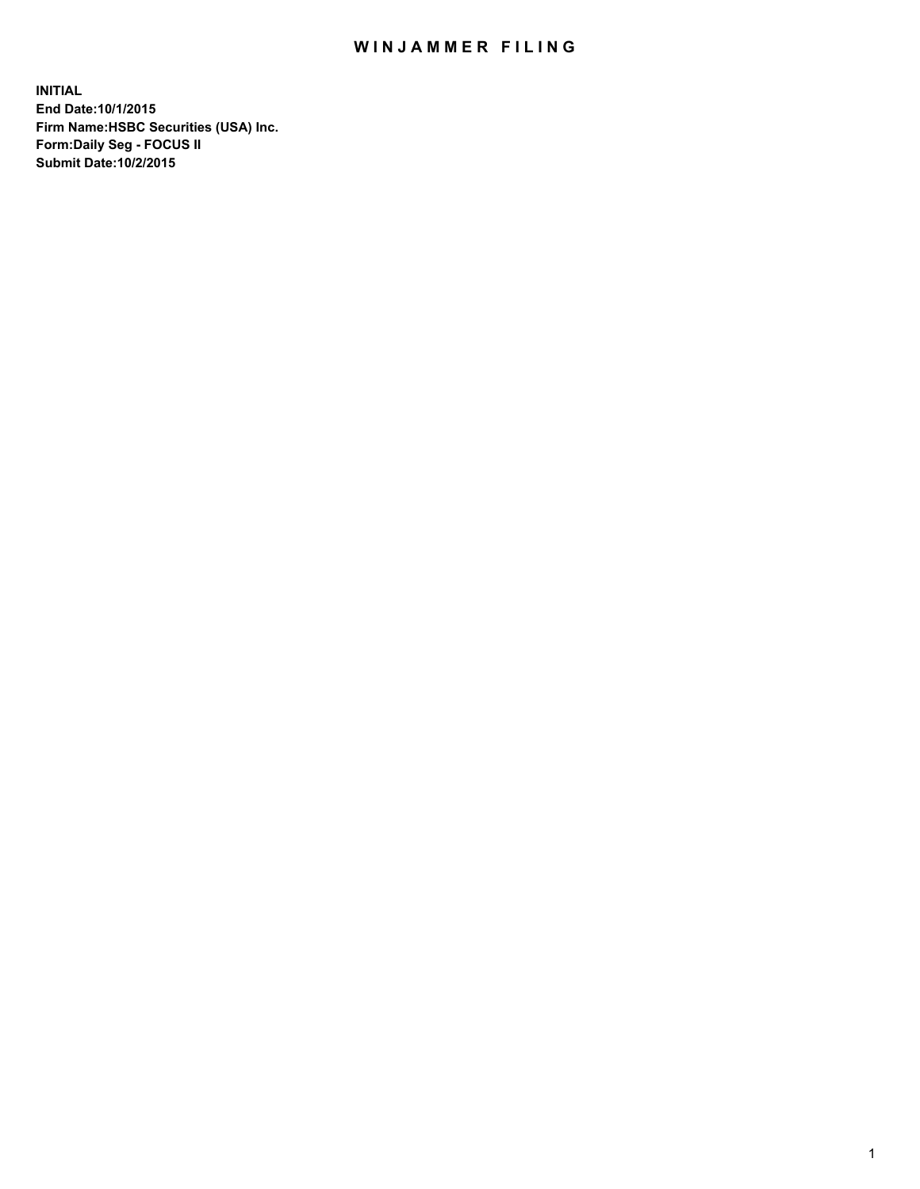# WINJAMMER FILING

**INITIAL**
**End Date:10/1/2015**
**Firm Name:HSBC Securities (USA) Inc.**
**Form:Daily Seg - FOCUS II**
**Submit Date:10/2/2015**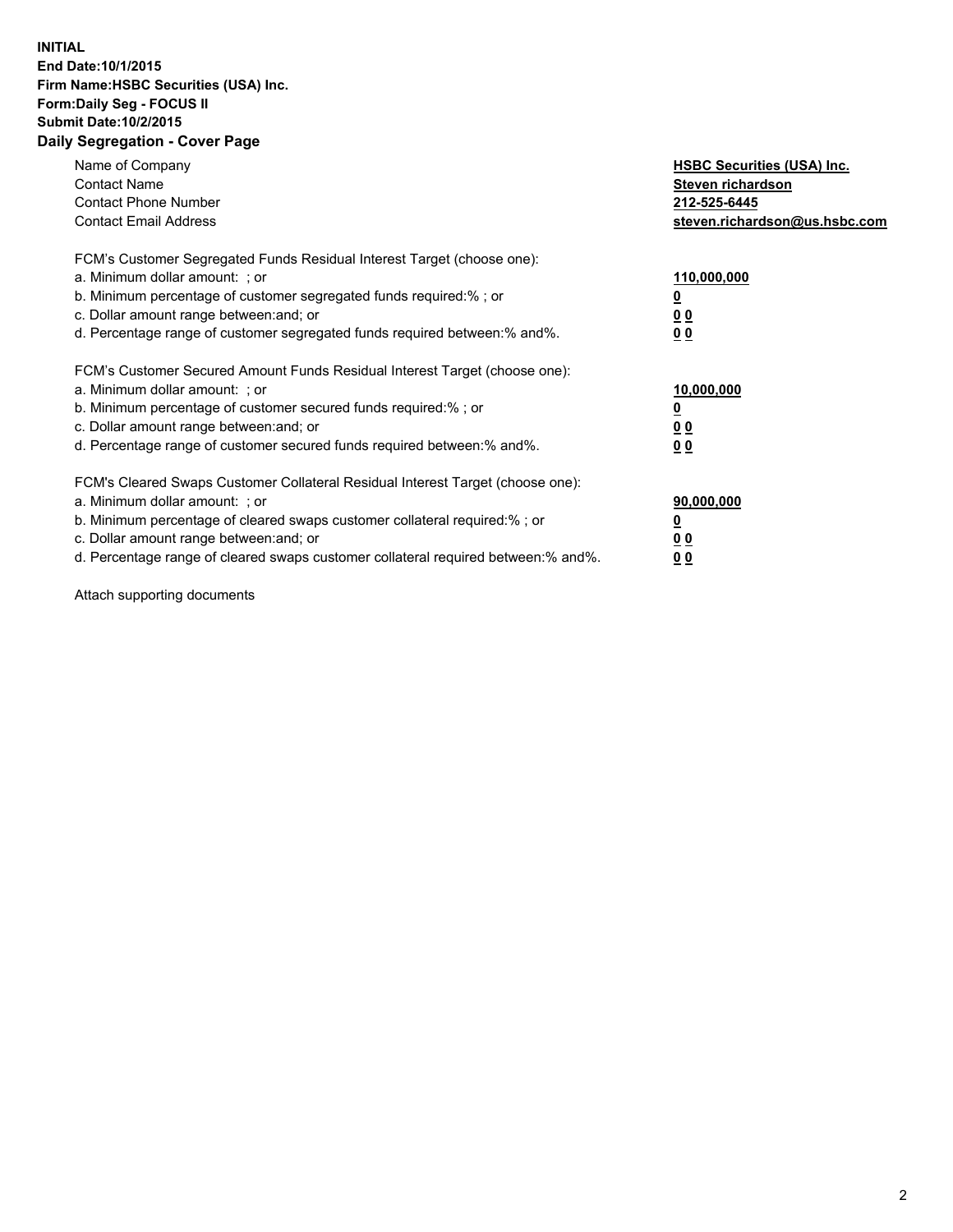**INITIAL**
**End Date:10/1/2015**
**Firm Name:HSBC Securities (USA) Inc.**
**Form:Daily Seg - FOCUS II**
**Submit Date:10/2/2015**

## Daily Segregation - Cover Page

| | |
|---|---|
| Name of Company | **HSBC Securities (USA) Inc.** |
| Contact Name | **Steven richardson** |
| Contact Phone Number | **212-525-6445** |
| Contact Email Address | **steven.richardson@us.hsbc.com** |

FCM's Customer Segregated Funds Residual Interest Target (choose one):

| | |
|---|---|
| a. Minimum dollar amount: ; or | **110,000,000** |
| b. Minimum percentage of customer segregated funds required:% ; or | **0** |
| c. Dollar amount range between:and; or | **0 0** |
| d. Percentage range of customer segregated funds required between:% and%. | **0 0** |

FCM's Customer Secured Amount Funds Residual Interest Target (choose one):

| | |
|---|---|
| a. Minimum dollar amount: ; or | **10,000,000** |
| b. Minimum percentage of customer secured funds required:% ; or | **0** |
| c. Dollar amount range between:and; or | **0 0** |
| d. Percentage range of customer secured funds required between:% and%. | **0 0** |

FCM's Cleared Swaps Customer Collateral Residual Interest Target (choose one):

| | |
|---|---|
| a. Minimum dollar amount: ; or | **90,000,000** |
| b. Minimum percentage of cleared swaps customer collateral required:% ; or | **0** |
| c. Dollar amount range between:and; or | **0 0** |
| d. Percentage range of cleared swaps customer collateral required between:% and%. | **0 0** |

Attach supporting documents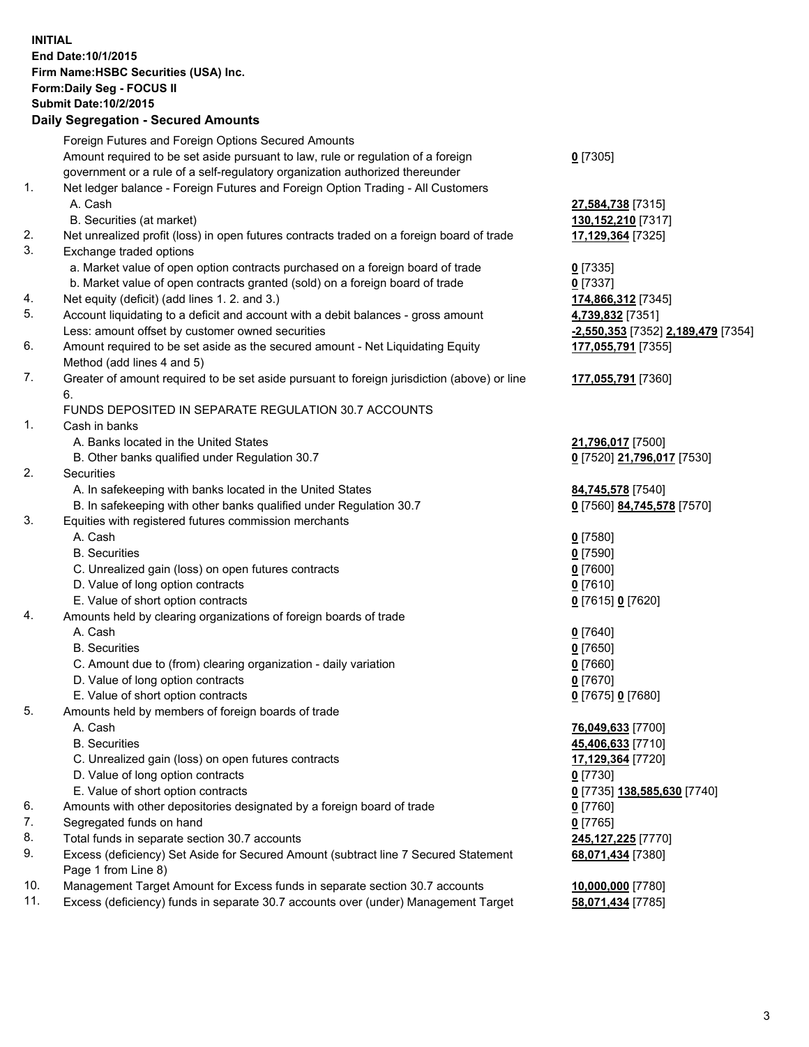**INITIAL**
**End Date:10/1/2015**
**Firm Name:HSBC Securities (USA) Inc.**
**Form:Daily Seg - FOCUS II**
**Submit Date:10/2/2015**

## Daily Segregation - Secured Amounts

| | | |
|---|---|---|
| | Foreign Futures and Foreign Options Secured Amounts | |
| | Amount required to be set aside pursuant to law, rule or regulation of a foreign government or a rule of a self-regulatory organization authorized thereunder | **0** [7305] |
| 1. | Net ledger balance - Foreign Futures and Foreign Option Trading - All Customers | |
| | A. Cash | **27,584,738** [7315] |
| | B. Securities (at market) | **130,152,210** [7317] |
| 2. | Net unrealized profit (loss) in open futures contracts traded on a foreign board of trade | **17,129,364** [7325] |
| 3. | Exchange traded options | |
| | a. Market value of open option contracts purchased on a foreign board of trade | **0** [7335] |
| | b. Market value of open contracts granted (sold) on a foreign board of trade | **0** [7337] |
| 4. | Net equity (deficit) (add lines 1. 2. and 3.) | **174,866,312** [7345] |
| 5. | Account liquidating to a deficit and account with a debit balances - gross amount | **4,739,832** [7351] |
| | Less: amount offset by customer owned securities | **-2,550,353** [7352] **2,189,479** [7354] |
| 6. | Amount required to be set aside as the secured amount - Net Liquidating Equity Method (add lines 4 and 5) | **177,055,791** [7355] |
| 7. | Greater of amount required to be set aside pursuant to foreign jurisdiction (above) or line 6. | **177,055,791** [7360] |
| | FUNDS DEPOSITED IN SEPARATE REGULATION 30.7 ACCOUNTS | |
| 1. | Cash in banks | |
| | A. Banks located in the United States | **21,796,017** [7500] |
| | B. Other banks qualified under Regulation 30.7 | **0** [7520] **21,796,017** [7530] |
| 2. | Securities | |
| | A. In safekeeping with banks located in the United States | **84,745,578** [7540] |
| | B. In safekeeping with other banks qualified under Regulation 30.7 | **0** [7560] **84,745,578** [7570] |
| 3. | Equities with registered futures commission merchants | |
| | A. Cash | **0** [7580] |
| | B. Securities | **0** [7590] |
| | C. Unrealized gain (loss) on open futures contracts | **0** [7600] |
| | D. Value of long option contracts | **0** [7610] |
| | E. Value of short option contracts | **0** [7615] **0** [7620] |
| 4. | Amounts held by clearing organizations of foreign boards of trade | |
| | A. Cash | **0** [7640] |
| | B. Securities | **0** [7650] |
| | C. Amount due to (from) clearing organization - daily variation | **0** [7660] |
| | D. Value of long option contracts | **0** [7670] |
| | E. Value of short option contracts | **0** [7675] **0** [7680] |
| 5. | Amounts held by members of foreign boards of trade | |
| | A. Cash | **76,049,633** [7700] |
| | B. Securities | **45,406,633** [7710] |
| | C. Unrealized gain (loss) on open futures contracts | **17,129,364** [7720] |
| | D. Value of long option contracts | **0** [7730] |
| | E. Value of short option contracts | **0** [7735] **138,585,630** [7740] |
| 6. | Amounts with other depositories designated by a foreign board of trade | **0** [7760] |
| 7. | Segregated funds on hand | **0** [7765] |
| 8. | Total funds in separate section 30.7 accounts | **245,127,225** [7770] |
| 9. | Excess (deficiency) Set Aside for Secured Amount (subtract line 7 Secured Statement Page 1 from Line 8) | **68,071,434** [7380] |
| 10. | Management Target Amount for Excess funds in separate section 30.7 accounts | **10,000,000** [7780] |
| 11. | Excess (deficiency) funds in separate 30.7 accounts over (under) Management Target | **58,071,434** [7785] |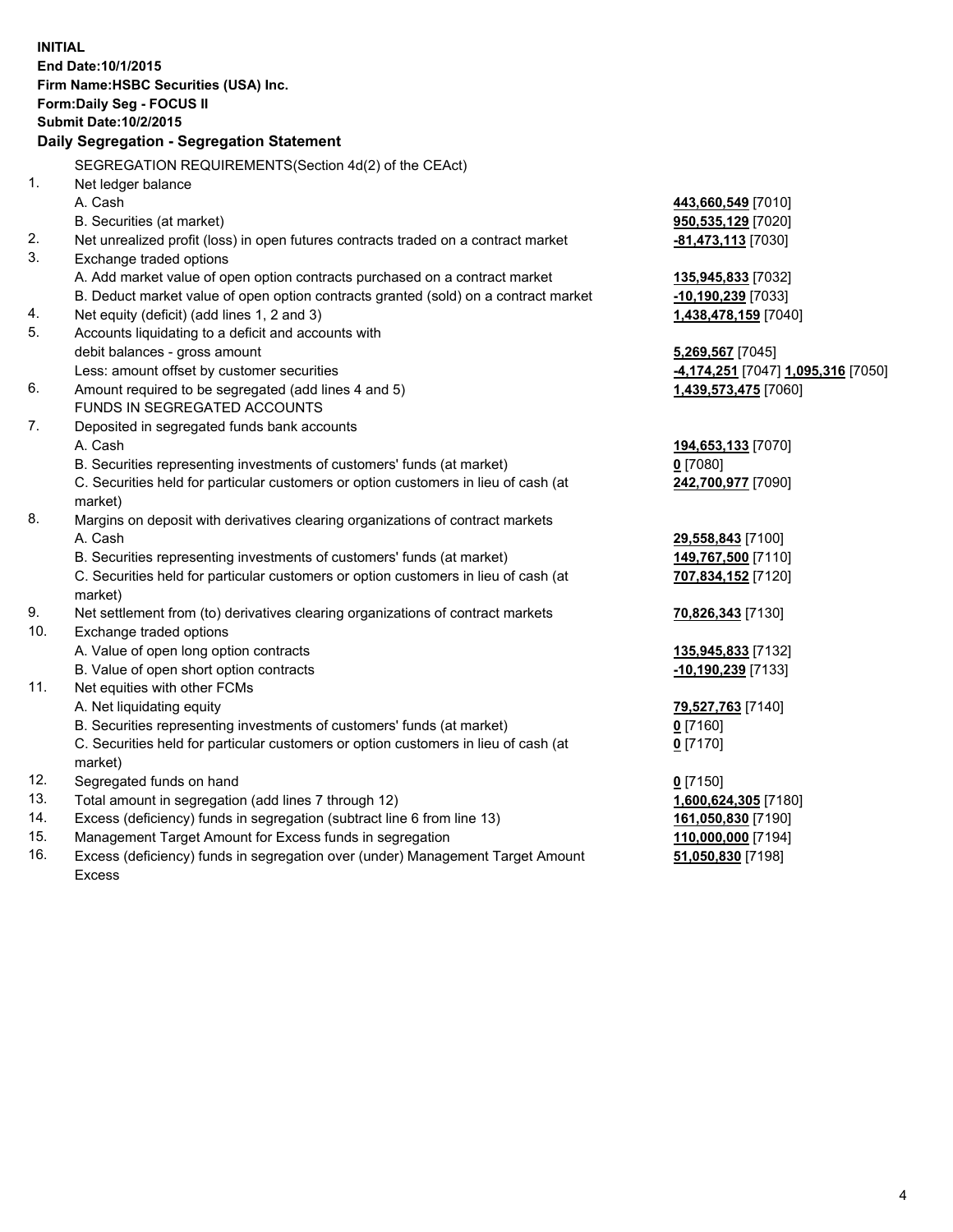**INITIAL**
**End Date:10/1/2015**
**Firm Name:HSBC Securities (USA) Inc.**
**Form:Daily Seg - FOCUS II**
**Submit Date:10/2/2015**

## Daily Segregation - Segregation Statement

SEGREGATION REQUIREMENTS(Section 4d(2) of the CEAct)

| | | |
|---|---|---|
| 1. | Net ledger balance | |
| | A. Cash | **443,660,549** [7010] |
| | B. Securities (at market) | **950,535,129** [7020] |
| 2. | Net unrealized profit (loss) in open futures contracts traded on a contract market | **-81,473,113** [7030] |
| 3. | Exchange traded options | |
| | A. Add market value of open option contracts purchased on a contract market | **135,945,833** [7032] |
| | B. Deduct market value of open option contracts granted (sold) on a contract market | **-10,190,239** [7033] |
| 4. | Net equity (deficit) (add lines 1, 2 and 3) | **1,438,478,159** [7040] |
| 5. | Accounts liquidating to a deficit and accounts with | |
| | debit balances - gross amount | **5,269,567** [7045] |
| | Less: amount offset by customer securities | **-4,174,251** [7047] **1,095,316** [7050] |
| 6. | Amount required to be segregated (add lines 4 and 5) | **1,439,573,475** [7060] |
| | FUNDS IN SEGREGATED ACCOUNTS | |
| 7. | Deposited in segregated funds bank accounts | |
| | A. Cash | **194,653,133** [7070] |
| | B. Securities representing investments of customers' funds (at market) | **0** [7080] |
| | C. Securities held for particular customers or option customers in lieu of cash (at market) | **242,700,977** [7090] |
| 8. | Margins on deposit with derivatives clearing organizations of contract markets | |
| | A. Cash | **29,558,843** [7100] |
| | B. Securities representing investments of customers' funds (at market) | **149,767,500** [7110] |
| | C. Securities held for particular customers or option customers in lieu of cash (at market) | **707,834,152** [7120] |
| 9. | Net settlement from (to) derivatives clearing organizations of contract markets | **70,826,343** [7130] |
| 10. | Exchange traded options | |
| | A. Value of open long option contracts | **135,945,833** [7132] |
| | B. Value of open short option contracts | **-10,190,239** [7133] |
| 11. | Net equities with other FCMs | |
| | A. Net liquidating equity | **79,527,763** [7140] |
| | B. Securities representing investments of customers' funds (at market) | **0** [7160] |
| | C. Securities held for particular customers or option customers in lieu of cash (at market) | **0** [7170] |
| 12. | Segregated funds on hand | **0** [7150] |
| 13. | Total amount in segregation (add lines 7 through 12) | **1,600,624,305** [7180] |
| 14. | Excess (deficiency) funds in segregation (subtract line 6 from line 13) | **161,050,830** [7190] |
| 15. | Management Target Amount for Excess funds in segregation | **110,000,000** [7194] |
| 16. | Excess (deficiency) funds in segregation over (under) Management Target Amount Excess | **51,050,830** [7198] |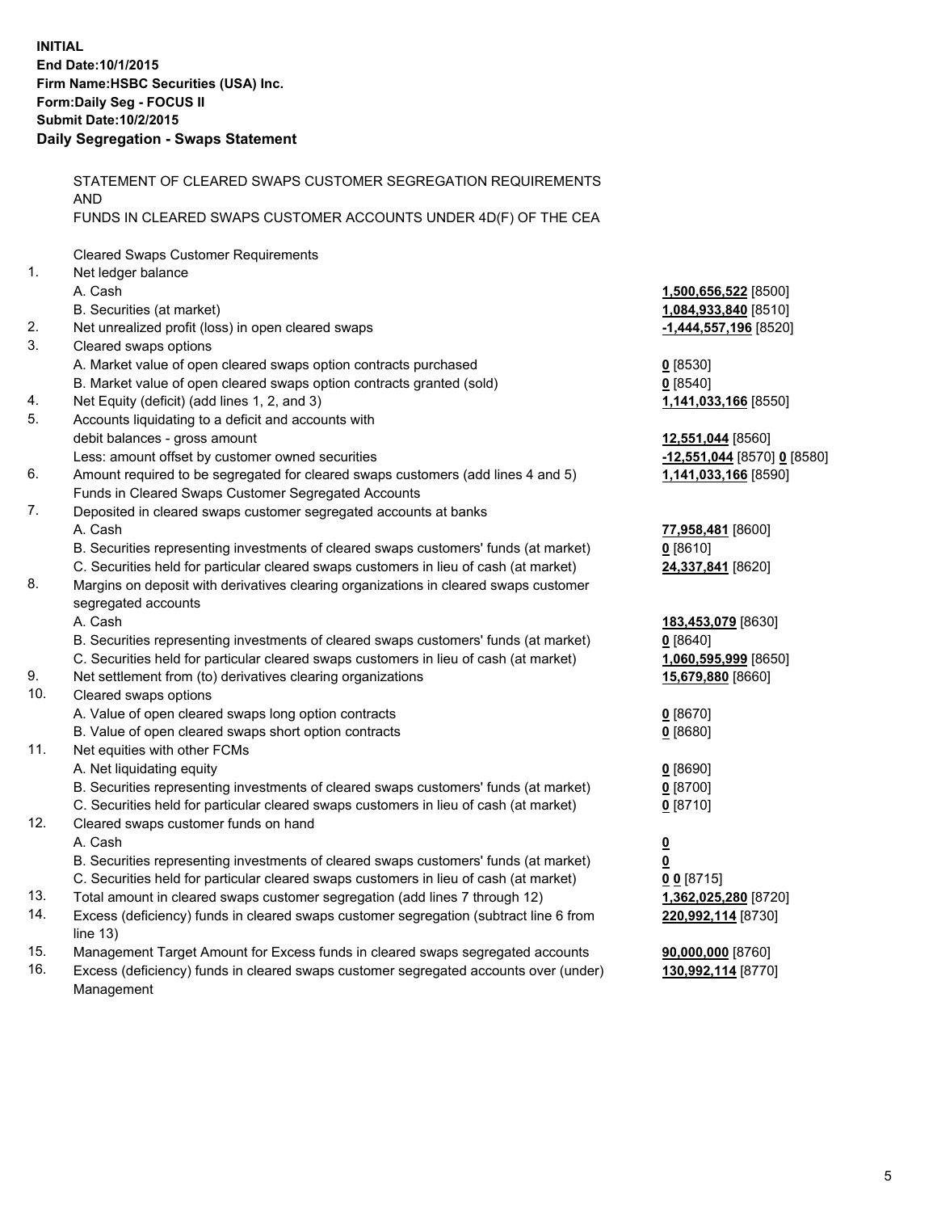**INITIAL**
**End Date:10/1/2015**
**Firm Name:HSBC Securities (USA) Inc.**
**Form:Daily Seg - FOCUS II**
**Submit Date:10/2/2015**
**Daily Segregation - Swaps Statement**

STATEMENT OF CLEARED SWAPS CUSTOMER SEGREGATION REQUIREMENTS AND FUNDS IN CLEARED SWAPS CUSTOMER ACCOUNTS UNDER 4D(F) OF THE CEA

| | | |
|---|---|---|
| | Cleared Swaps Customer Requirements | |
| 1. | Net ledger balance | |
| | A. Cash | **1,500,656,522** [8500] |
| | B. Securities (at market) | **1,084,933,840** [8510] |
| 2. | Net unrealized profit (loss) in open cleared swaps | **-1,444,557,196** [8520] |
| 3. | Cleared swaps options | |
| | A. Market value of open cleared swaps option contracts purchased | **0** [8530] |
| | B. Market value of open cleared swaps option contracts granted (sold) | **0** [8540] |
| 4. | Net Equity (deficit) (add lines 1, 2, and 3) | **1,141,033,166** [8550] |
| 5. | Accounts liquidating to a deficit and accounts with debit balances - gross amount | **12,551,044** [8560] |
| | Less: amount offset by customer owned securities | **-12,551,044** [8570] **0** [8580] |
| 6. | Amount required to be segregated for cleared swaps customers (add lines 4 and 5) | **1,141,033,166** [8590] |
| | Funds in Cleared Swaps Customer Segregated Accounts | |
| 7. | Deposited in cleared swaps customer segregated accounts at banks | |
| | A. Cash | **77,958,481** [8600] |
| | B. Securities representing investments of cleared swaps customers' funds (at market) | **0** [8610] |
| | C. Securities held for particular cleared swaps customers in lieu of cash (at market) | **24,337,841** [8620] |
| 8. | Margins on deposit with derivatives clearing organizations in cleared swaps customer segregated accounts | |
| | A. Cash | **183,453,079** [8630] |
| | B. Securities representing investments of cleared swaps customers' funds (at market) | **0** [8640] |
| | C. Securities held for particular cleared swaps customers in lieu of cash (at market) | **1,060,595,999** [8650] |
| 9. | Net settlement from (to) derivatives clearing organizations | **15,679,880** [8660] |
| 10. | Cleared swaps options | |
| | A. Value of open cleared swaps long option contracts | **0** [8670] |
| | B. Value of open cleared swaps short option contracts | **0** [8680] |
| 11. | Net equities with other FCMs | |
| | A. Net liquidating equity | **0** [8690] |
| | B. Securities representing investments of cleared swaps customers' funds (at market) | **0** [8700] |
| | C. Securities held for particular cleared swaps customers in lieu of cash (at market) | **0** [8710] |
| 12. | Cleared swaps customer funds on hand | |
| | A. Cash | **0** |
| | B. Securities representing investments of cleared swaps customers' funds (at market) | **0** |
| | C. Securities held for particular cleared swaps customers in lieu of cash (at market) | **0** **0** [8715] |
| 13. | Total amount in cleared swaps customer segregation (add lines 7 through 12) | **1,362,025,280** [8720] |
| 14. | Excess (deficiency) funds in cleared swaps customer segregation (subtract line 6 from line 13) | **220,992,114** [8730] |
| 15. | Management Target Amount for Excess funds in cleared swaps segregated accounts | **90,000,000** [8760] |
| 16. | Excess (deficiency) funds in cleared swaps customer segregated accounts over (under) Management | **130,992,114** [8770] |